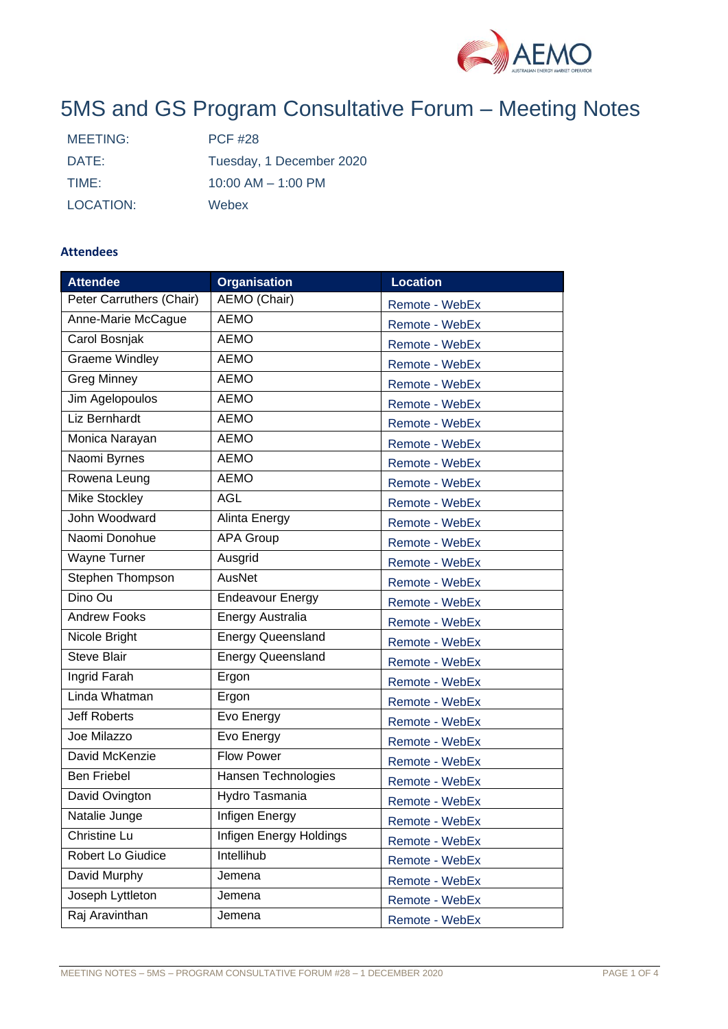# 5MS and GS Program Consultative Forum – Meeting Notes

| | |
|---|---|
| MEETING: | PCF #28 |
| DATE: | Tuesday, 1 December 2020 |
| TIME: | 10:00 AM – 1:00 PM |
| LOCATION: | Webex |

### Attendees

| Attendee | Organisation | Location |
|---|---|---|
| Peter Carruthers (Chair) | AEMO (Chair) | Remote - WebEx |
| Anne-Marie McCague | AEMO | Remote - WebEx |
| Carol Bosnjak | AEMO | Remote - WebEx |
| Graeme Windley | AEMO | Remote - WebEx |
| Greg Minney | AEMO | Remote - WebEx |
| Jim Agelopoulos | AEMO | Remote - WebEx |
| Liz Bernhardt | AEMO | Remote - WebEx |
| Monica Narayan | AEMO | Remote - WebEx |
| Naomi Byrnes | AEMO | Remote - WebEx |
| Rowena Leung | AEMO | Remote - WebEx |
| Mike Stockley | AGL | Remote - WebEx |
| John Woodward | Alinta Energy | Remote - WebEx |
| Naomi Donohue | APA Group | Remote - WebEx |
| Wayne Turner | Ausgrid | Remote - WebEx |
| Stephen Thompson | AusNet | Remote - WebEx |
| Dino Ou | Endeavour Energy | Remote - WebEx |
| Andrew Fooks | Energy Australia | Remote - WebEx |
| Nicole Bright | Energy Queensland | Remote - WebEx |
| Steve Blair | Energy Queensland | Remote - WebEx |
| Ingrid Farah | Ergon | Remote - WebEx |
| Linda Whatman | Ergon | Remote - WebEx |
| Jeff Roberts | Evo Energy | Remote - WebEx |
| Joe Milazzo | Evo Energy | Remote - WebEx |
| David McKenzie | Flow Power | Remote - WebEx |
| Ben Friebel | Hansen Technologies | Remote - WebEx |
| David Ovington | Hydro Tasmania | Remote - WebEx |
| Natalie Junge | Infigen Energy | Remote - WebEx |
| Christine Lu | Infigen Energy Holdings | Remote - WebEx |
| Robert Lo Giudice | Intellihub | Remote - WebEx |
| David Murphy | Jemena | Remote - WebEx |
| Joseph Lyttleton | Jemena | Remote - WebEx |
| Raj Aravinthan | Jemena | Remote - WebEx |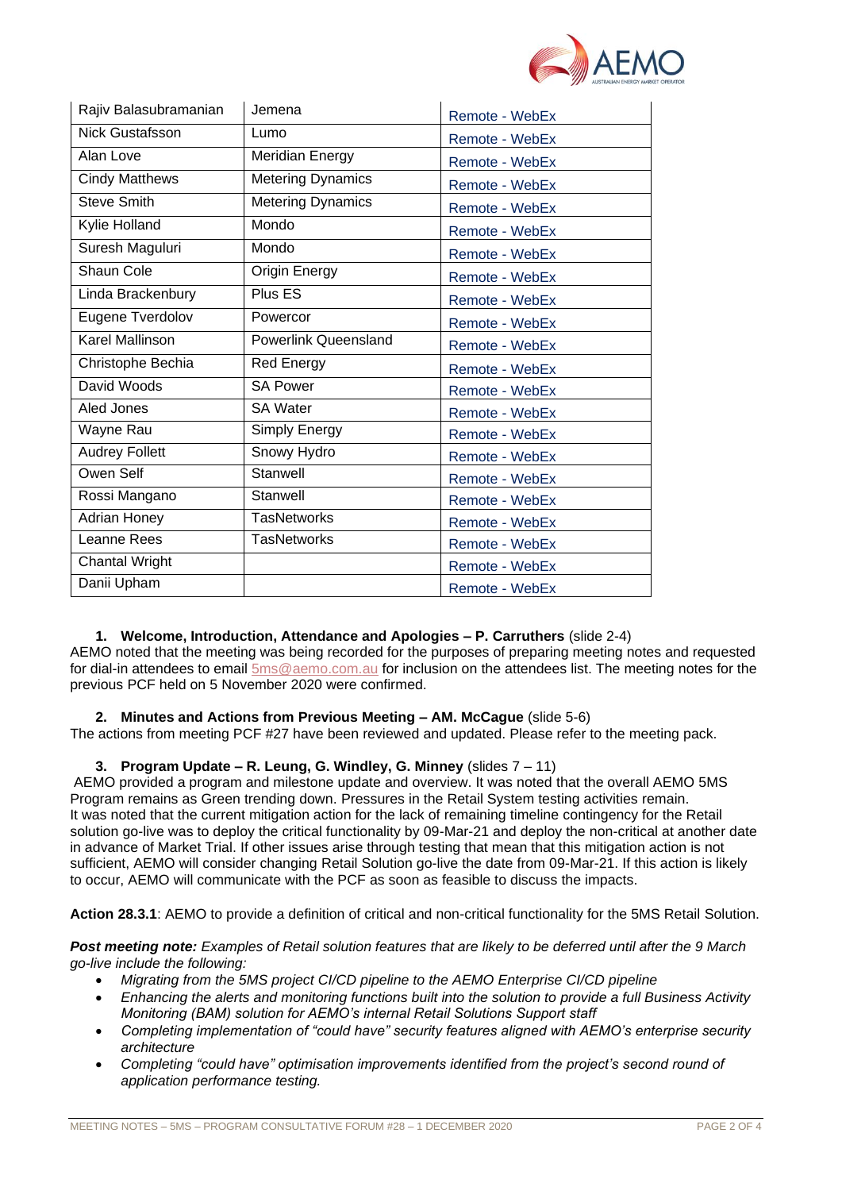| | | |
|---|---|---|
| Rajiv Balasubramanian | Jemena | Remote - WebEx |
| Nick Gustafsson | Lumo | Remote - WebEx |
| Alan Love | Meridian Energy | Remote - WebEx |
| Cindy Matthews | Metering Dynamics | Remote - WebEx |
| Steve Smith | Metering Dynamics | Remote - WebEx |
| Kylie Holland | Mondo | Remote - WebEx |
| Suresh Maguluri | Mondo | Remote - WebEx |
| Shaun Cole | Origin Energy | Remote - WebEx |
| Linda Brackenbury | Plus ES | Remote - WebEx |
| Eugene Tverdolov | Powercor | Remote - WebEx |
| Karel Mallinson | Powerlink Queensland | Remote - WebEx |
| Christophe Bechia | Red Energy | Remote - WebEx |
| David Woods | SA Power | Remote - WebEx |
| Aled Jones | SA Water | Remote - WebEx |
| Wayne Rau | Simply Energy | Remote - WebEx |
| Audrey Follett | Snowy Hydro | Remote - WebEx |
| Owen Self | Stanwell | Remote - WebEx |
| Rossi Mangano | Stanwell | Remote - WebEx |
| Adrian Honey | TasNetworks | Remote - WebEx |
| Leanne Rees | TasNetworks | Remote - WebEx |
| Chantal Wright | | Remote - WebEx |
| Danii Upham | | Remote - WebEx |

1. **Welcome, Introduction, Attendance and Apologies – P. Carruthers** (slide 2-4)

AEMO noted that the meeting was being recorded for the purposes of preparing meeting notes and requested for dial-in attendees to email 5ms@aemo.com.au for inclusion on the attendees list. The meeting notes for the previous PCF held on 5 November 2020 were confirmed.

2. **Minutes and Actions from Previous Meeting – AM. McCague** (slide 5-6)

The actions from meeting PCF #27 have been reviewed and updated. Please refer to the meeting pack.

3. **Program Update – R. Leung, G. Windley, G. Minney** (slides 7 – 11)

AEMO provided a program and milestone update and overview. It was noted that the overall AEMO 5MS Program remains as Green trending down. Pressures in the Retail System testing activities remain. It was noted that the current mitigation action for the lack of remaining timeline contingency for the Retail solution go-live was to deploy the critical functionality by 09-Mar-21 and deploy the non-critical at another date in advance of Market Trial. If other issues arise through testing that mean that this mitigation action is not sufficient, AEMO will consider changing Retail Solution go-live the date from 09-Mar-21. If this action is likely to occur, AEMO will communicate with the PCF as soon as feasible to discuss the impacts.

**Action 28.3.1**: AEMO to provide a definition of critical and non-critical functionality for the 5MS Retail Solution.

***Post meeting note:*** *Examples of Retail solution features that are likely to be deferred until after the 9 March go-live include the following:*

- *Migrating from the 5MS project CI/CD pipeline to the AEMO Enterprise CI/CD pipeline*
- *Enhancing the alerts and monitoring functions built into the solution to provide a full Business Activity Monitoring (BAM) solution for AEMO's internal Retail Solutions Support staff*
- *Completing implementation of "could have" security features aligned with AEMO's enterprise security architecture*
- *Completing "could have" optimisation improvements identified from the project's second round of application performance testing.*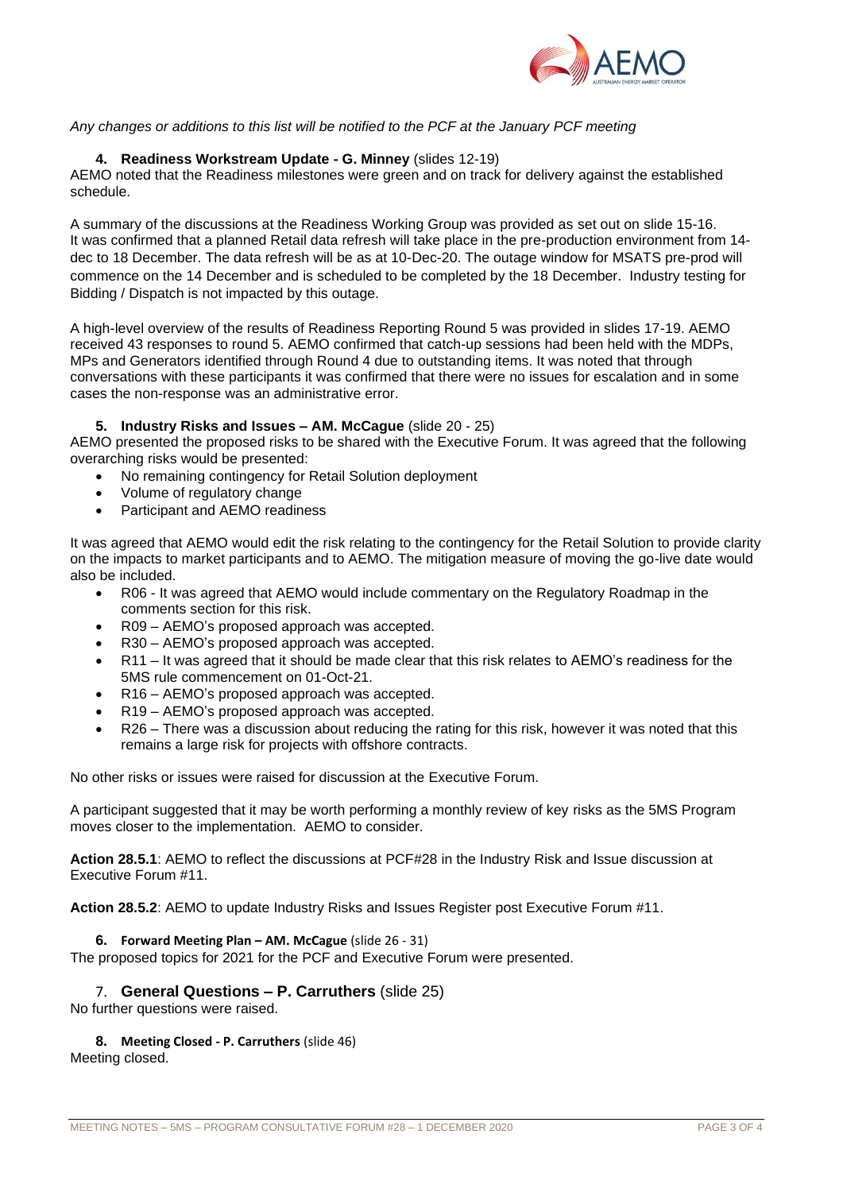*Any changes or additions to this list will be notified to the PCF at the January PCF meeting*

### 4. Readiness Workstream Update - G. Minney (slides 12-19)

AEMO noted that the Readiness milestones were green and on track for delivery against the established schedule.

A summary of the discussions at the Readiness Working Group was provided as set out on slide 15-16. It was confirmed that a planned Retail data refresh will take place in the pre-production environment from 14-dec to 18 December. The data refresh will be as at 10-Dec-20. The outage window for MSATS pre-prod will commence on the 14 December and is scheduled to be completed by the 18 December. Industry testing for Bidding / Dispatch is not impacted by this outage.

A high-level overview of the results of Readiness Reporting Round 5 was provided in slides 17-19. AEMO received 43 responses to round 5. AEMO confirmed that catch-up sessions had been held with the MDPs, MPs and Generators identified through Round 4 due to outstanding items. It was noted that through conversations with these participants it was confirmed that there were no issues for escalation and in some cases the non-response was an administrative error.

### 5. Industry Risks and Issues – AM. McCague (slide 20 - 25)

AEMO presented the proposed risks to be shared with the Executive Forum. It was agreed that the following overarching risks would be presented:

- No remaining contingency for Retail Solution deployment
- Volume of regulatory change
- Participant and AEMO readiness

It was agreed that AEMO would edit the risk relating to the contingency for the Retail Solution to provide clarity on the impacts to market participants and to AEMO. The mitigation measure of moving the go-live date would also be included.

- R06 - It was agreed that AEMO would include commentary on the Regulatory Roadmap in the comments section for this risk.
- R09 – AEMO's proposed approach was accepted.
- R30 – AEMO's proposed approach was accepted.
- R11 – It was agreed that it should be made clear that this risk relates to AEMO's readiness for the 5MS rule commencement on 01-Oct-21.
- R16 – AEMO's proposed approach was accepted.
- R19 – AEMO's proposed approach was accepted.
- R26 – There was a discussion about reducing the rating for this risk, however it was noted that this remains a large risk for projects with offshore contracts.

No other risks or issues were raised for discussion at the Executive Forum.

A participant suggested that it may be worth performing a monthly review of key risks as the 5MS Program moves closer to the implementation. AEMO to consider.

**Action 28.5.1**: AEMO to reflect the discussions at PCF#28 in the Industry Risk and Issue discussion at Executive Forum #11.

**Action 28.5.2**: AEMO to update Industry Risks and Issues Register post Executive Forum #11.

### 6. Forward Meeting Plan – AM. McCague (slide 26 - 31)

The proposed topics for 2021 for the PCF and Executive Forum were presented.

### 7. General Questions – P. Carruthers (slide 25)

No further questions were raised.

### 8. Meeting Closed - P. Carruthers (slide 46)

Meeting closed.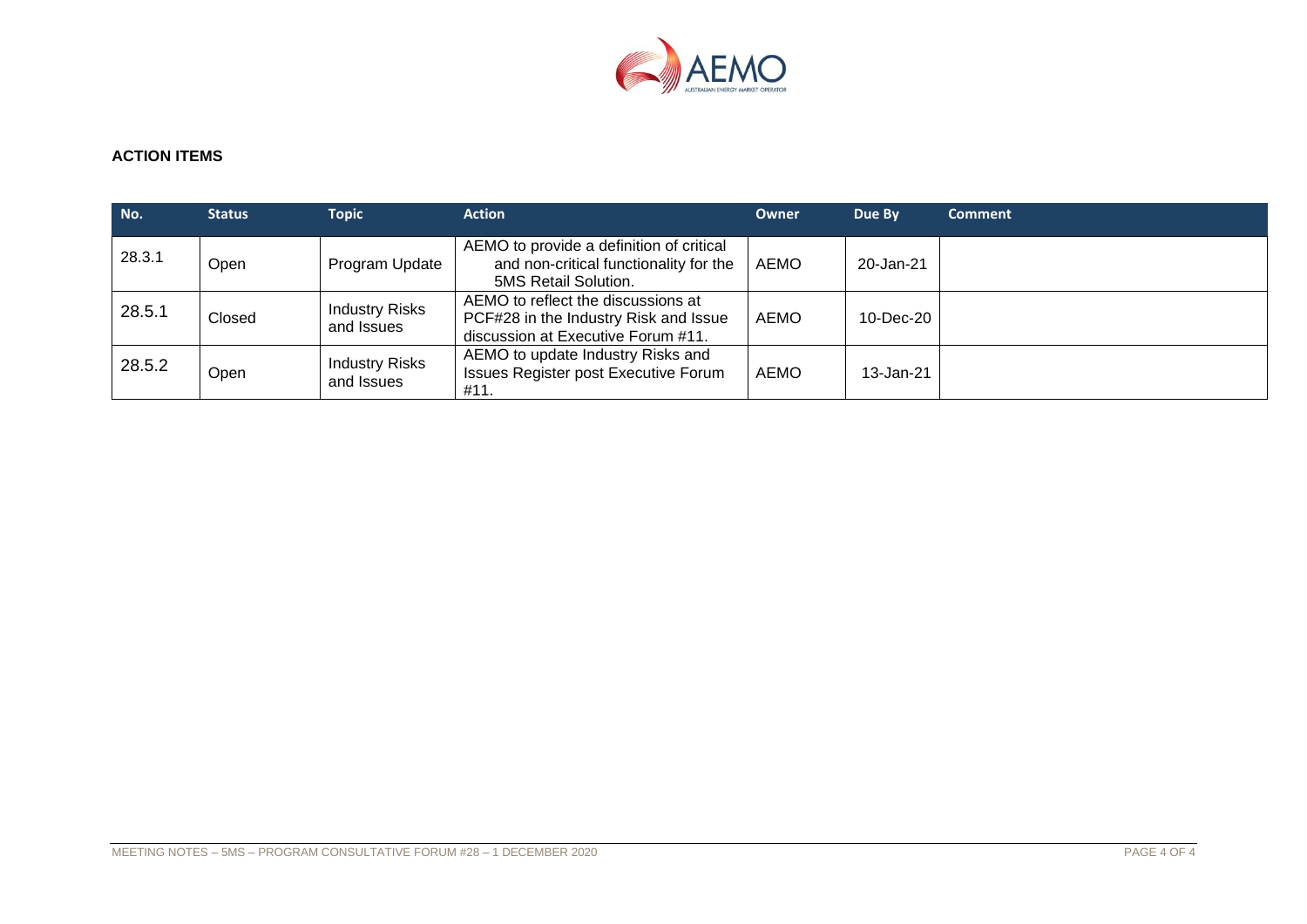**ACTION ITEMS**

| No. | Status | Topic | Action | Owner | Due By | Comment |
|---|---|---|---|---|---|---|
| 28.3.1 | Open | Program Update | AEMO to provide a definition of critical and non-critical functionality for the 5MS Retail Solution. | AEMO | 20-Jan-21 | |
| 28.5.1 | Closed | Industry Risks and Issues | AEMO to reflect the discussions at PCF#28 in the Industry Risk and Issue discussion at Executive Forum #11. | AEMO | 10-Dec-20 | |
| 28.5.2 | Open | Industry Risks and Issues | AEMO to update Industry Risks and Issues Register post Executive Forum #11. | AEMO | 13-Jan-21 | |